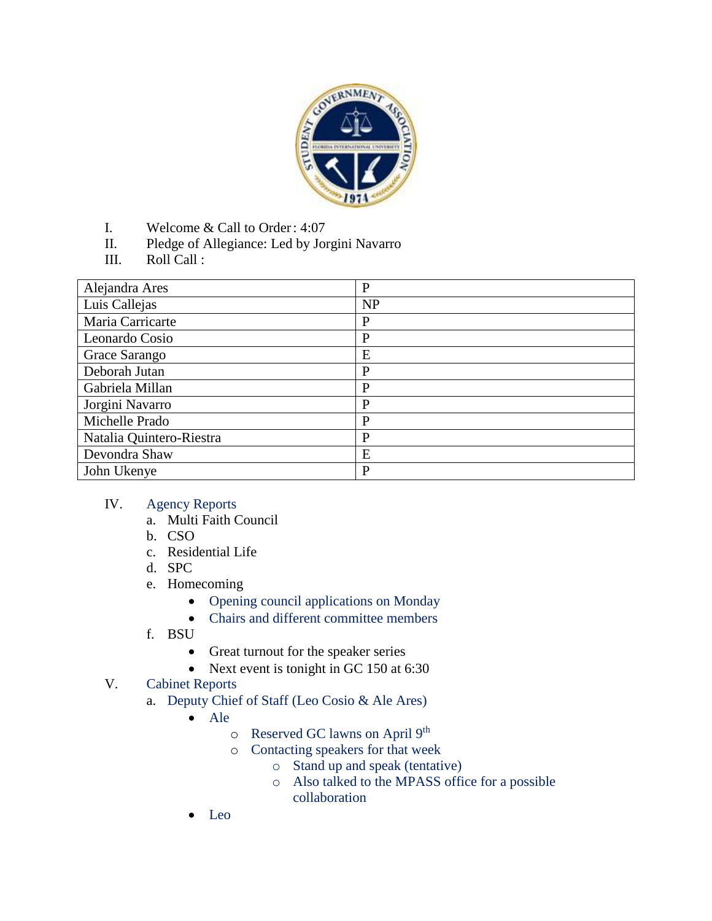I. Welcome & Call to Order: 4:07

II. Pledge of Allegiance: Led by Jorgini Navarro

III. Roll Call :

| | |
|---|---|
| Alejandra Ares | P |
| Luis Callejas | NP |
| Maria Carricarte | P |
| Leonardo Cosio | P |
| Grace Sarango | E |
| Deborah Jutan | P |
| Gabriela Millan | P |
| Jorgini Navarro | P |
| Michelle Prado | P |
| Natalia Quintero-Riestra | P |
| Devondra Shaw | E |
| John Ukenye | P |

IV. Agency Reports
   a. Multi Faith Council
   b. CSO
   c. Residential Life
   d. SPC
   e. Homecoming
      - Opening council applications on Monday
      - Chairs and different committee members
   f. BSU
      - Great turnout for the speaker series
      - Next event is tonight in GC 150 at 6:30

V. Cabinet Reports
   a. Deputy Chief of Staff (Leo Cosio & Ale Ares)
      - Ale
         - Reserved GC lawns on April 9th
         - Contacting speakers for that week
            - Stand up and speak (tentative)
            - Also talked to the MPASS office for a possible collaboration
      - Leo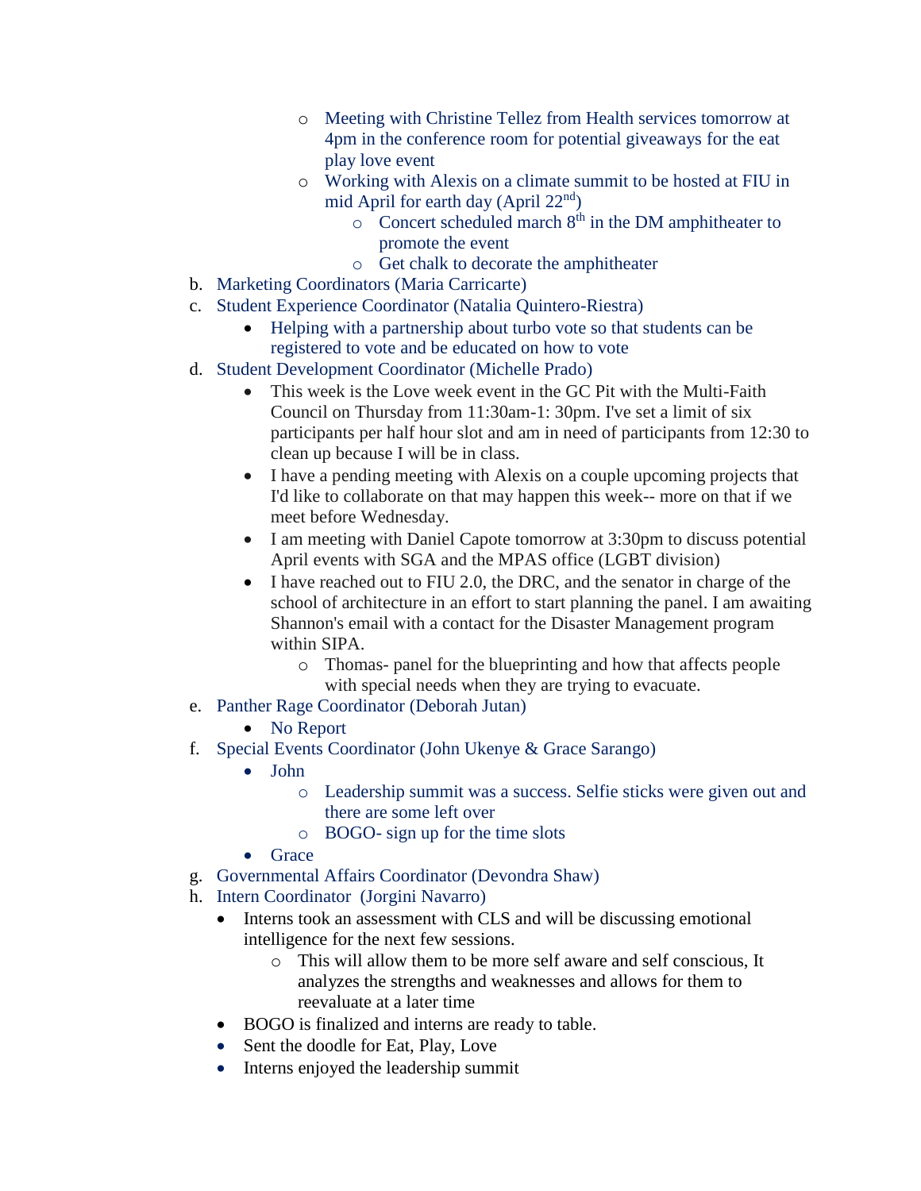- Meeting with Christine Tellez from Health services tomorrow at 4pm in the conference room for potential giveaways for the eat play love event
  - Working with Alexis on a climate summit to be hosted at FIU in mid April for earth day (April 22nd)
    - Concert scheduled march 8th in the DM amphitheater to promote the event
    - Get chalk to decorate the amphitheater

b. Marketing Coordinators (Maria Carricarte)

c. Student Experience Coordinator (Natalia Quintero-Riestra)
   - Helping with a partnership about turbo vote so that students can be registered to vote and be educated on how to vote

d. Student Development Coordinator (Michelle Prado)
   - This week is the Love week event in the GC Pit with the Multi-Faith Council on Thursday from 11:30am-1: 30pm. I've set a limit of six participants per half hour slot and am in need of participants from 12:30 to clean up because I will be in class.
   - I have a pending meeting with Alexis on a couple upcoming projects that I'd like to collaborate on that may happen this week-- more on that if we meet before Wednesday.
   - I am meeting with Daniel Capote tomorrow at 3:30pm to discuss potential April events with SGA and the MPAS office (LGBT division)
   - I have reached out to FIU 2.0, the DRC, and the senator in charge of the school of architecture in an effort to start planning the panel. I am awaiting Shannon's email with a contact for the Disaster Management program within SIPA.
     - Thomas- panel for the blueprinting and how that affects people with special needs when they are trying to evacuate.

e. Panther Rage Coordinator (Deborah Jutan)
   - No Report

f. Special Events Coordinator (John Ukenye & Grace Sarango)
   - John
     - Leadership summit was a success. Selfie sticks were given out and there are some left over
     - BOGO- sign up for the time slots
   - Grace

g. Governmental Affairs Coordinator (Devondra Shaw)

h. Intern Coordinator (Jorgini Navarro)
   - Interns took an assessment with CLS and will be discussing emotional intelligence for the next few sessions.
     - This will allow them to be more self aware and self conscious, It analyzes the strengths and weaknesses and allows for them to reevaluate at a later time
   - BOGO is finalized and interns are ready to table.
   - Sent the doodle for Eat, Play, Love
   - Interns enjoyed the leadership summit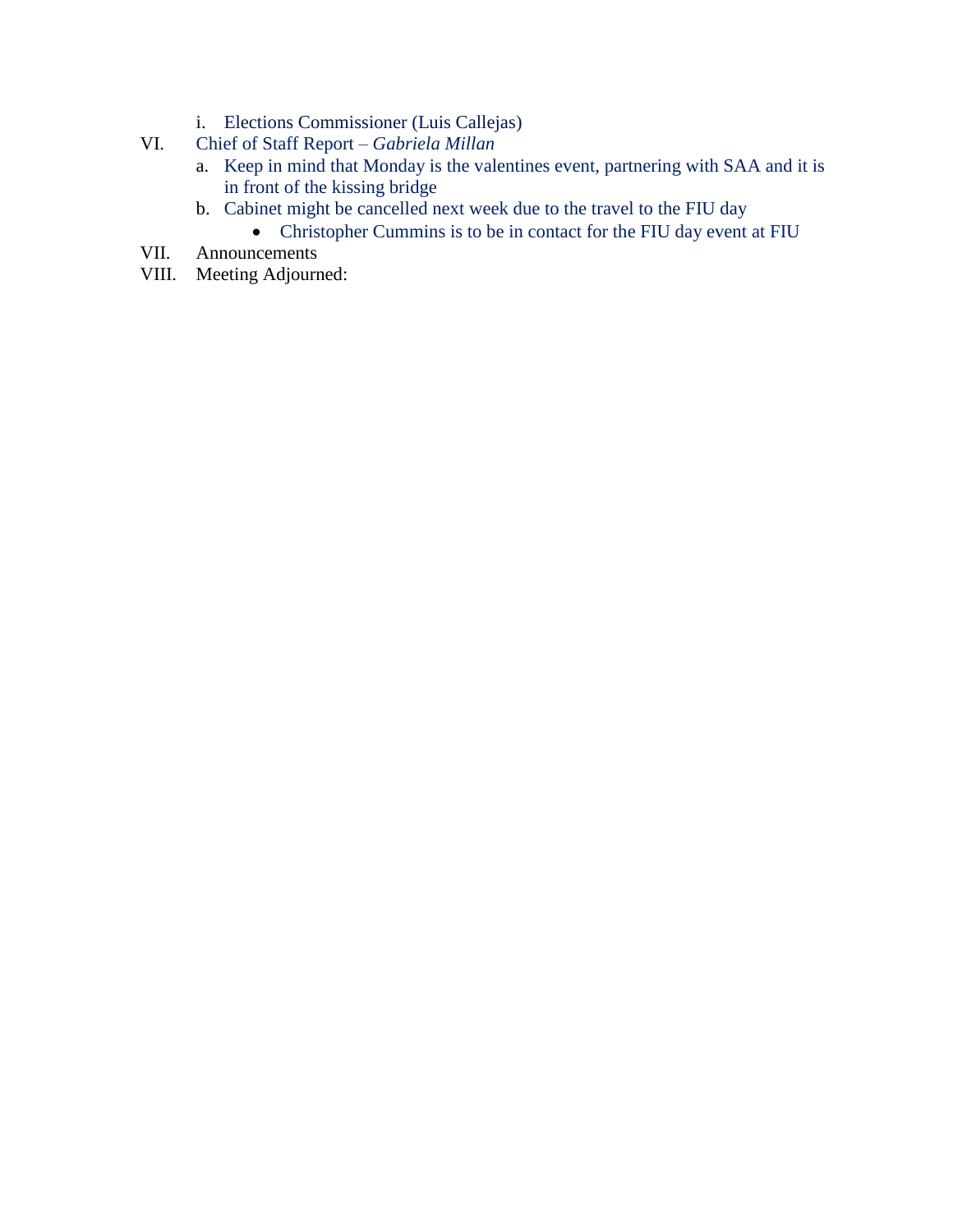i. Elections Commissioner (Luis Callejas)

VI. Chief of Staff Report – *Gabriela Millan*

   a. Keep in mind that Monday is the valentines event, partnering with SAA and it is in front of the kissing bridge
   b. Cabinet might be cancelled next week due to the travel to the FIU day
      - Christopher Cummins is to be in contact for the FIU day event at FIU

VII. Announcements

VIII. Meeting Adjourned: